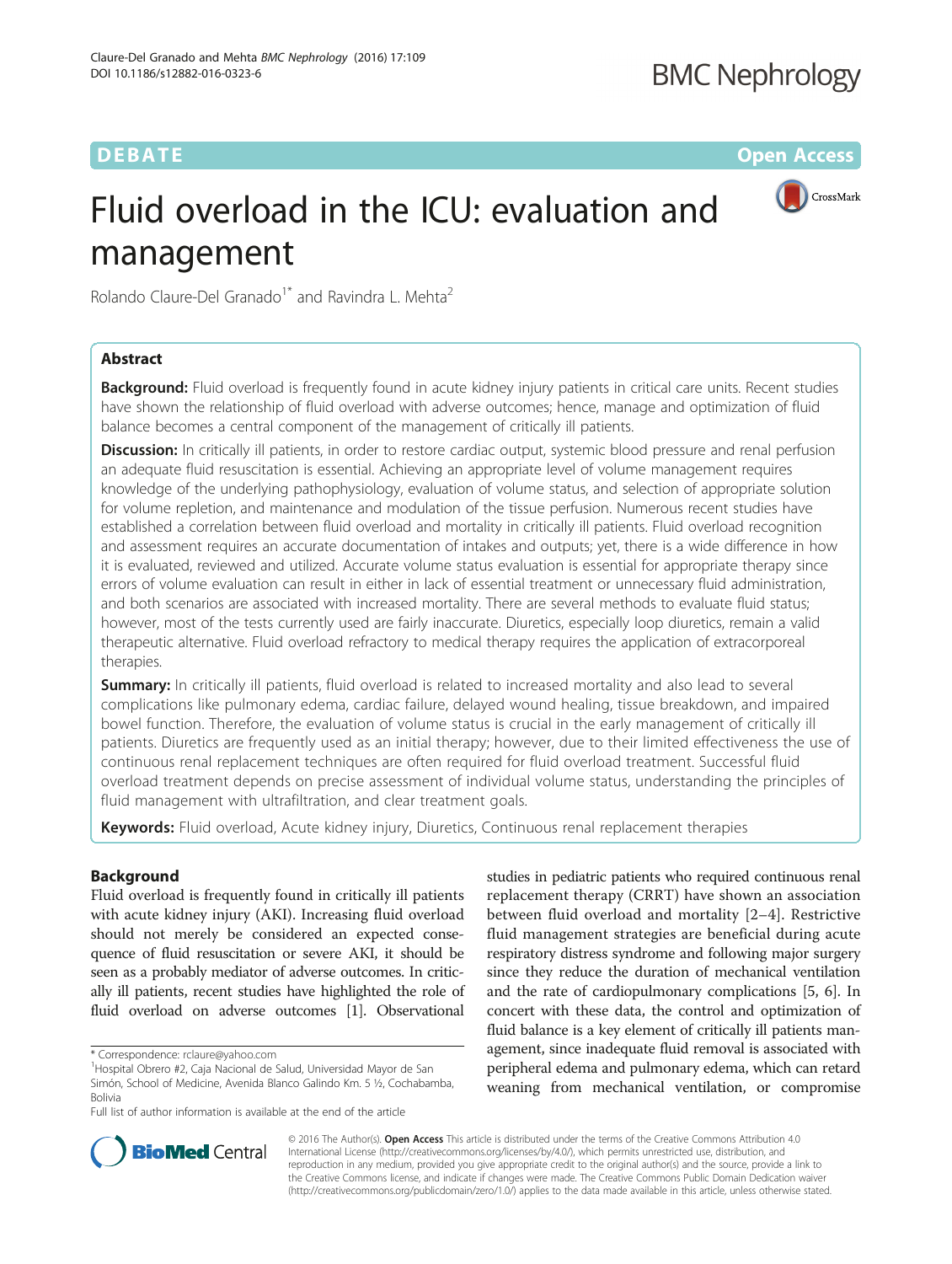DEBATE Open Access

# Fluid overload in the ICU: evaluation and management

Rolando Claure-Del Granado[1*] and Ravindra L. Mehta[2]

## Abstract

**Background:** Fluid overload is frequently found in acute kidney injury patients in critical care units. Recent studies have shown the relationship of fluid overload with adverse outcomes; hence, manage and optimization of fluid balance becomes a central component of the management of critically ill patients.

**Discussion:** In critically ill patients, in order to restore cardiac output, systemic blood pressure and renal perfusion an adequate fluid resuscitation is essential. Achieving an appropriate level of volume management requires knowledge of the underlying pathophysiology, evaluation of volume status, and selection of appropriate solution for volume repletion, and maintenance and modulation of the tissue perfusion. Numerous recent studies have established a correlation between fluid overload and mortality in critically ill patients. Fluid overload recognition and assessment requires an accurate documentation of intakes and outputs; yet, there is a wide difference in how it is evaluated, reviewed and utilized. Accurate volume status evaluation is essential for appropriate therapy since errors of volume evaluation can result in either in lack of essential treatment or unnecessary fluid administration, and both scenarios are associated with increased mortality. There are several methods to evaluate fluid status; however, most of the tests currently used are fairly inaccurate. Diuretics, especially loop diuretics, remain a valid therapeutic alternative. Fluid overload refractory to medical therapy requires the application of extracorporeal therapies.

**Summary:** In critically ill patients, fluid overload is related to increased mortality and also lead to several complications like pulmonary edema, cardiac failure, delayed wound healing, tissue breakdown, and impaired bowel function. Therefore, the evaluation of volume status is crucial in the early management of critically ill patients. Diuretics are frequently used as an initial therapy; however, due to their limited effectiveness the use of continuous renal replacement techniques are often required for fluid overload treatment. Successful fluid overload treatment depends on precise assessment of individual volume status, understanding the principles of fluid management with ultrafiltration, and clear treatment goals.

**Keywords:** Fluid overload, Acute kidney injury, Diuretics, Continuous renal replacement therapies

## Background

Fluid overload is frequently found in critically ill patients with acute kidney injury (AKI). Increasing fluid overload should not merely be considered an expected consequence of fluid resuscitation or severe AKI, it should be seen as a probably mediator of adverse outcomes. In critically ill patients, recent studies have highlighted the role of fluid overload on adverse outcomes [1]. Observational studies in pediatric patients who required continuous renal replacement therapy (CRRT) have shown an association between fluid overload and mortality [2–4]. Restrictive fluid management strategies are beneficial during acute respiratory distress syndrome and following major surgery since they reduce the duration of mechanical ventilation and the rate of cardiopulmonary complications [5, 6]. In concert with these data, the control and optimization of fluid balance is a key element of critically ill patients management, since inadequate fluid removal is associated with peripheral edema and pulmonary edema, which can retard weaning from mechanical ventilation, or compromise

\* Correspondence: rclaure@yahoo.com

[1]Hospital Obrero #2, Caja Nacional de Salud, Universidad Mayor de San Simón, School of Medicine, Avenida Blanco Galindo Km. 5 ½, Cochabamba, Bolivia

Full list of author information is available at the end of the article

© 2016 The Author(s). **Open Access** This article is distributed under the terms of the Creative Commons Attribution 4.0 International License (http://creativecommons.org/licenses/by/4.0/), which permits unrestricted use, distribution, and reproduction in any medium, provided you give appropriate credit to the original author(s) and the source, provide a link to the Creative Commons license, and indicate if changes were made. The Creative Commons Public Domain Dedication waiver (http://creativecommons.org/publicdomain/zero/1.0/) applies to the data made available in this article, unless otherwise stated.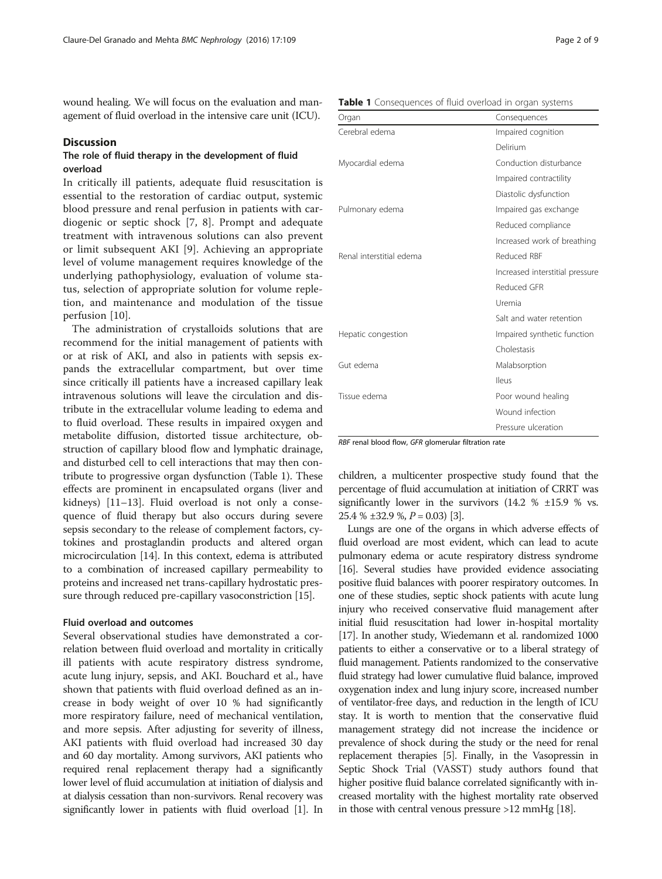wound healing. We will focus on the evaluation and management of fluid overload in the intensive care unit (ICU).

## Discussion

### The role of fluid therapy in the development of fluid overload

In critically ill patients, adequate fluid resuscitation is essential to the restoration of cardiac output, systemic blood pressure and renal perfusion in patients with cardiogenic or septic shock [7, 8]. Prompt and adequate treatment with intravenous solutions can also prevent or limit subsequent AKI [9]. Achieving an appropriate level of volume management requires knowledge of the underlying pathophysiology, evaluation of volume status, selection of appropriate solution for volume repletion, and maintenance and modulation of the tissue perfusion [10].

The administration of crystalloids solutions that are recommend for the initial management of patients with or at risk of AKI, and also in patients with sepsis expands the extracellular compartment, but over time since critically ill patients have a increased capillary leak intravenous solutions will leave the circulation and distribute in the extracellular volume leading to edema and to fluid overload. These results in impaired oxygen and metabolite diffusion, distorted tissue architecture, obstruction of capillary blood flow and lymphatic drainage, and disturbed cell to cell interactions that may then contribute to progressive organ dysfunction (Table 1). These effects are prominent in encapsulated organs (liver and kidneys) [11–13]. Fluid overload is not only a consequence of fluid therapy but also occurs during severe sepsis secondary to the release of complement factors, cytokines and prostaglandin products and altered organ microcirculation [14]. In this context, edema is attributed to a combination of increased capillary permeability to proteins and increased net trans-capillary hydrostatic pressure through reduced pre-capillary vasoconstriction [15].

**Table 1** Consequences of fluid overload in organ systems

| Organ | Consequences |
|---|---|
| Cerebral edema | Impaired cognition |
| | Delirium |
| Myocardial edema | Conduction disturbance |
| | Impaired contractility |
| | Diastolic dysfunction |
| Pulmonary edema | Impaired gas exchange |
| | Reduced compliance |
| | Increased work of breathing |
| Renal interstitial edema | Reduced RBF |
| | Increased interstitial pressure |
| | Reduced GFR |
| | Uremia |
| | Salt and water retention |
| Hepatic congestion | Impaired synthetic function |
| | Cholestasis |
| Gut edema | Malabsorption |
| | Ileus |
| Tissue edema | Poor wound healing |
| | Wound infection |
| | Pressure ulceration |

*RBF* renal blood flow, *GFR* glomerular filtration rate

### Fluid overload and outcomes

Several observational studies have demonstrated a correlation between fluid overload and mortality in critically ill patients with acute respiratory distress syndrome, acute lung injury, sepsis, and AKI. Bouchard et al., have shown that patients with fluid overload defined as an increase in body weight of over 10 % had significantly more respiratory failure, need of mechanical ventilation, and more sepsis. After adjusting for severity of illness, AKI patients with fluid overload had increased 30 day and 60 day mortality. Among survivors, AKI patients who required renal replacement therapy had a significantly lower level of fluid accumulation at initiation of dialysis and at dialysis cessation than non-survivors. Renal recovery was significantly lower in patients with fluid overload [1]. In children, a multicenter prospective study found that the percentage of fluid accumulation at initiation of CRRT was significantly lower in the survivors (14.2 % ±15.9 % vs. 25.4 % ±32.9 %, $P = 0.03$) [3].

Lungs are one of the organs in which adverse effects of fluid overload are most evident, which can lead to acute pulmonary edema or acute respiratory distress syndrome [16]. Several studies have provided evidence associating positive fluid balances with poorer respiratory outcomes. In one of these studies, septic shock patients with acute lung injury who received conservative fluid management after initial fluid resuscitation had lower in-hospital mortality [17]. In another study, Wiedemann et al. randomized 1000 patients to either a conservative or to a liberal strategy of fluid management. Patients randomized to the conservative fluid strategy had lower cumulative fluid balance, improved oxygenation index and lung injury score, increased number of ventilator-free days, and reduction in the length of ICU stay. It is worth to mention that the conservative fluid management strategy did not increase the incidence or prevalence of shock during the study or the need for renal replacement therapies [5]. Finally, in the Vasopressin in Septic Shock Trial (VASST) study authors found that higher positive fluid balance correlated significantly with increased mortality with the highest mortality rate observed in those with central venous pressure >12 mmHg [18].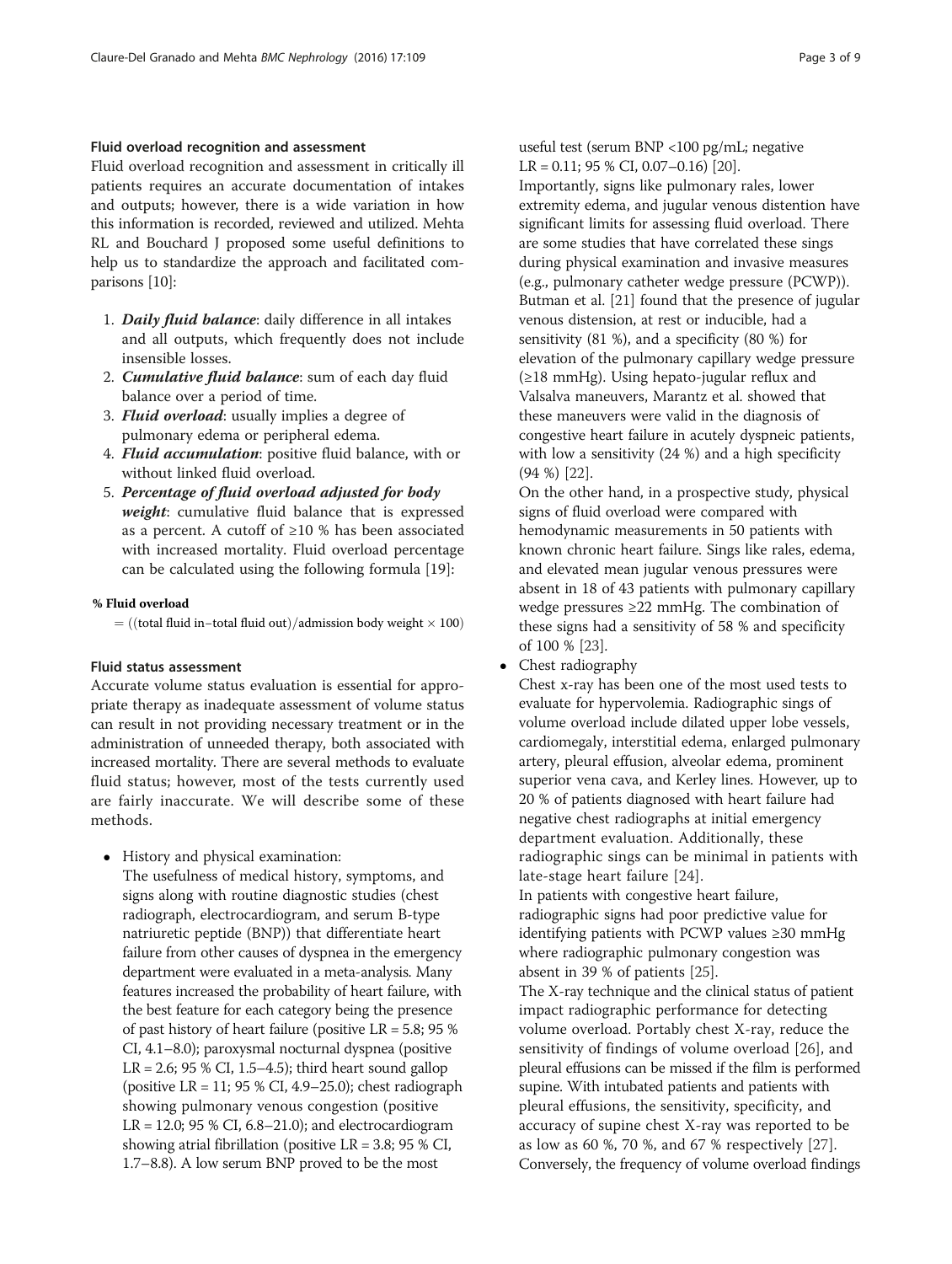### Fluid overload recognition and assessment

Fluid overload recognition and assessment in critically ill patients requires an accurate documentation of intakes and outputs; however, there is a wide variation in how this information is recorded, reviewed and utilized. Mehta RL and Bouchard J proposed some useful definitions to help us to standardize the approach and facilitated comparisons [10]:

1. ***Daily fluid balance***: daily difference in all intakes and all outputs, which frequently does not include insensible losses.
2. ***Cumulative fluid balance***: sum of each day fluid balance over a period of time.
3. ***Fluid overload***: usually implies a degree of pulmonary edema or peripheral edema.
4. ***Fluid accumulation***: positive fluid balance, with or without linked fluid overload.
5. ***Percentage of fluid overload adjusted for body weight***: cumulative fluid balance that is expressed as a percent. A cutoff of ≥10 % has been associated with increased mortality. Fluid overload percentage can be calculated using the following formula [19]:

**% Fluid overload**

$$= ((\text{total fluid in} - \text{total fluid out})/\text{admission body weight} \times 100)$$

### Fluid status assessment

Accurate volume status evaluation is essential for appropriate therapy as inadequate assessment of volume status can result in not providing necessary treatment or in the administration of unneeded therapy, both associated with increased mortality. There are several methods to evaluate fluid status; however, most of the tests currently used are fairly inaccurate. We will describe some of these methods.

- History and physical examination:
  The usefulness of medical history, symptoms, and signs along with routine diagnostic studies (chest radiograph, electrocardiogram, and serum B-type natriuretic peptide (BNP)) that differentiate heart failure from other causes of dyspnea in the emergency department were evaluated in a meta-analysis. Many features increased the probability of heart failure, with the best feature for each category being the presence of past history of heart failure (positive LR = 5.8; 95 % CI, 4.1–8.0); paroxysmal nocturnal dyspnea (positive LR = 2.6; 95 % CI, 1.5–4.5); third heart sound gallop (positive LR = 11; 95 % CI, 4.9–25.0); chest radiograph showing pulmonary venous congestion (positive LR = 12.0; 95 % CI, 6.8–21.0); and electrocardiogram showing atrial fibrillation (positive LR = 3.8; 95 % CI, 1.7–8.8). A low serum BNP proved to be the most useful test (serum BNP <100 pg/mL; negative LR = 0.11; 95 % CI, 0.07–0.16) [20].
  Importantly, signs like pulmonary rales, lower extremity edema, and jugular venous distention have significant limits for assessing fluid overload. There are some studies that have correlated these sings during physical examination and invasive measures (e.g., pulmonary catheter wedge pressure (PCWP)). Butman et al. [21] found that the presence of jugular venous distension, at rest or inducible, had a sensitivity (81 %), and a specificity (80 %) for elevation of the pulmonary capillary wedge pressure (≥18 mmHg). Using hepato-jugular reflux and Valsalva maneuvers, Marantz et al. showed that these maneuvers were valid in the diagnosis of congestive heart failure in acutely dyspneic patients, with low a sensitivity (24 %) and a high specificity (94 %) [22].
  On the other hand, in a prospective study, physical signs of fluid overload were compared with hemodynamic measurements in 50 patients with known chronic heart failure. Sings like rales, edema, and elevated mean jugular venous pressures were absent in 18 of 43 patients with pulmonary capillary wedge pressures ≥22 mmHg. The combination of these signs had a sensitivity of 58 % and specificity of 100 % [23].
- Chest radiography
  Chest x-ray has been one of the most used tests to evaluate for hypervolemia. Radiographic sings of volume overload include dilated upper lobe vessels, cardiomegaly, interstitial edema, enlarged pulmonary artery, pleural effusion, alveolar edema, prominent superior vena cava, and Kerley lines. However, up to 20 % of patients diagnosed with heart failure had negative chest radiographs at initial emergency department evaluation. Additionally, these radiographic sings can be minimal in patients with late-stage heart failure [24].
  In patients with congestive heart failure, radiographic signs had poor predictive value for identifying patients with PCWP values ≥30 mmHg where radiographic pulmonary congestion was absent in 39 % of patients [25].
  The X-ray technique and the clinical status of patient impact radiographic performance for detecting volume overload. Portably chest X-ray, reduce the sensitivity of findings of volume overload [26], and pleural effusions can be missed if the film is performed supine. With intubated patients and patients with pleural effusions, the sensitivity, specificity, and accuracy of supine chest X-ray was reported to be as low as 60 %, 70 %, and 67 % respectively [27].
  Conversely, the frequency of volume overload findings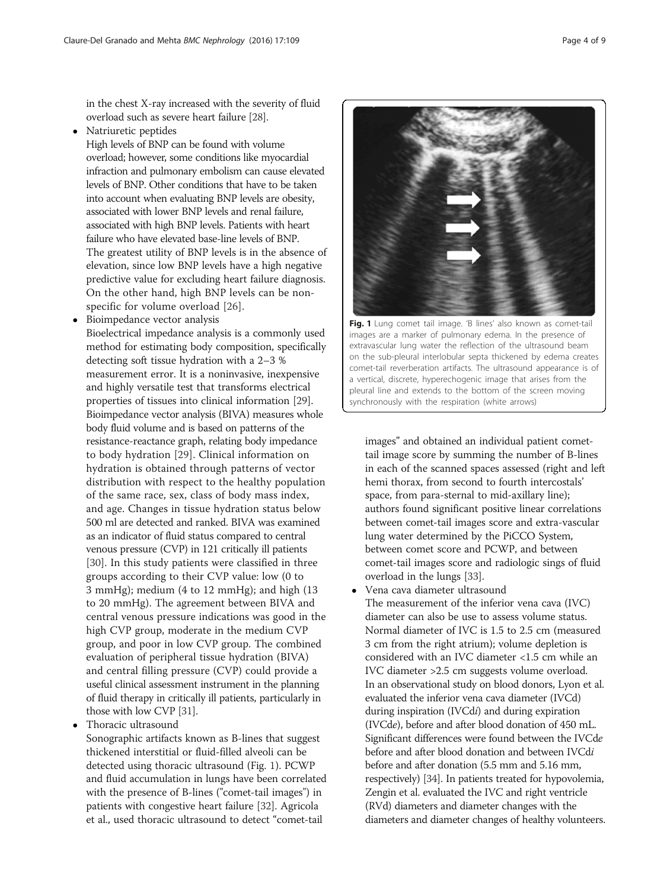in the chest X-ray increased with the severity of fluid overload such as severe heart failure [28].

- Natriuretic peptides

  High levels of BNP can be found with volume overload; however, some conditions like myocardial infraction and pulmonary embolism can cause elevated levels of BNP. Other conditions that have to be taken into account when evaluating BNP levels are obesity, associated with lower BNP levels and renal failure, associated with high BNP levels. Patients with heart failure who have elevated base-line levels of BNP. The greatest utility of BNP levels is in the absence of elevation, since low BNP levels have a high negative predictive value for excluding heart failure diagnosis. On the other hand, high BNP levels can be non-specific for volume overload [26].

- Bioimpedance vector analysis

  Bioelectrical impedance analysis is a commonly used method for estimating body composition, specifically detecting soft tissue hydration with a 2–3 % measurement error. It is a noninvasive, inexpensive and highly versatile test that transforms electrical properties of tissues into clinical information [29]. Bioimpedance vector analysis (BIVA) measures whole body fluid volume and is based on patterns of the resistance-reactance graph, relating body impedance to body hydration [29]. Clinical information on hydration is obtained through patterns of vector distribution with respect to the healthy population of the same race, sex, class of body mass index, and age. Changes in tissue hydration status below 500 ml are detected and ranked. BIVA was examined as an indicator of fluid status compared to central venous pressure (CVP) in 121 critically ill patients [30]. In this study patients were classified in three groups according to their CVP value: low (0 to 3 mmHg); medium (4 to 12 mmHg); and high (13 to 20 mmHg). The agreement between BIVA and central venous pressure indications was good in the high CVP group, moderate in the medium CVP group, and poor in low CVP group. The combined evaluation of peripheral tissue hydration (BIVA) and central filling pressure (CVP) could provide a useful clinical assessment instrument in the planning of fluid therapy in critically ill patients, particularly in those with low CVP [31].

- Thoracic ultrasound

  Sonographic artifacts known as B-lines that suggest thickened interstitial or fluid-filled alveoli can be detected using thoracic ultrasound (Fig. 1). PCWP and fluid accumulation in lungs have been correlated with the presence of B-lines ("comet-tail images") in patients with congestive heart failure [32]. Agricola et al., used thoracic ultrasound to detect "comet-tail images" and obtained an individual patient comet-tail image score by summing the number of B-lines in each of the scanned spaces assessed (right and left hemi thorax, from second to fourth intercostals' space, from para-sternal to mid-axillary line); authors found significant positive linear correlations between comet-tail images score and extra-vascular lung water determined by the PiCCO System, between comet score and PCWP, and between comet-tail images score and radiologic sings of fluid overload in the lungs [33].

**Fig. 1** Lung comet tail image. 'B lines' also known as comet-tail images are a marker of pulmonary edema. In the presence of extravascular lung water the reflection of the ultrasound beam on the sub-pleural interlobular septa thickened by edema creates comet-tail reverberation artifacts. The ultrasound appearance is of a vertical, discrete, hyperechogenic image that arises from the pleural line and extends to the bottom of the screen moving synchronously with the respiration (white arrows)

- Vena cava diameter ultrasound

  The measurement of the inferior vena cava (IVC) diameter can also be use to assess volume status. Normal diameter of IVC is 1.5 to 2.5 cm (measured 3 cm from the right atrium); volume depletion is considered with an IVC diameter <1.5 cm while an IVC diameter >2.5 cm suggests volume overload. In an observational study on blood donors, Lyon et al. evaluated the inferior vena cava diameter (IVCd) during inspiration (IVCd*i*) and during expiration (IVCd*e*), before and after blood donation of 450 mL. Significant differences were found between the IVCd*e* before and after blood donation and between IVCd*i* before and after donation (5.5 mm and 5.16 mm, respectively) [34]. In patients treated for hypovolemia, Zengin et al. evaluated the IVC and right ventricle (RVd) diameters and diameter changes with the diameters and diameter changes of healthy volunteers.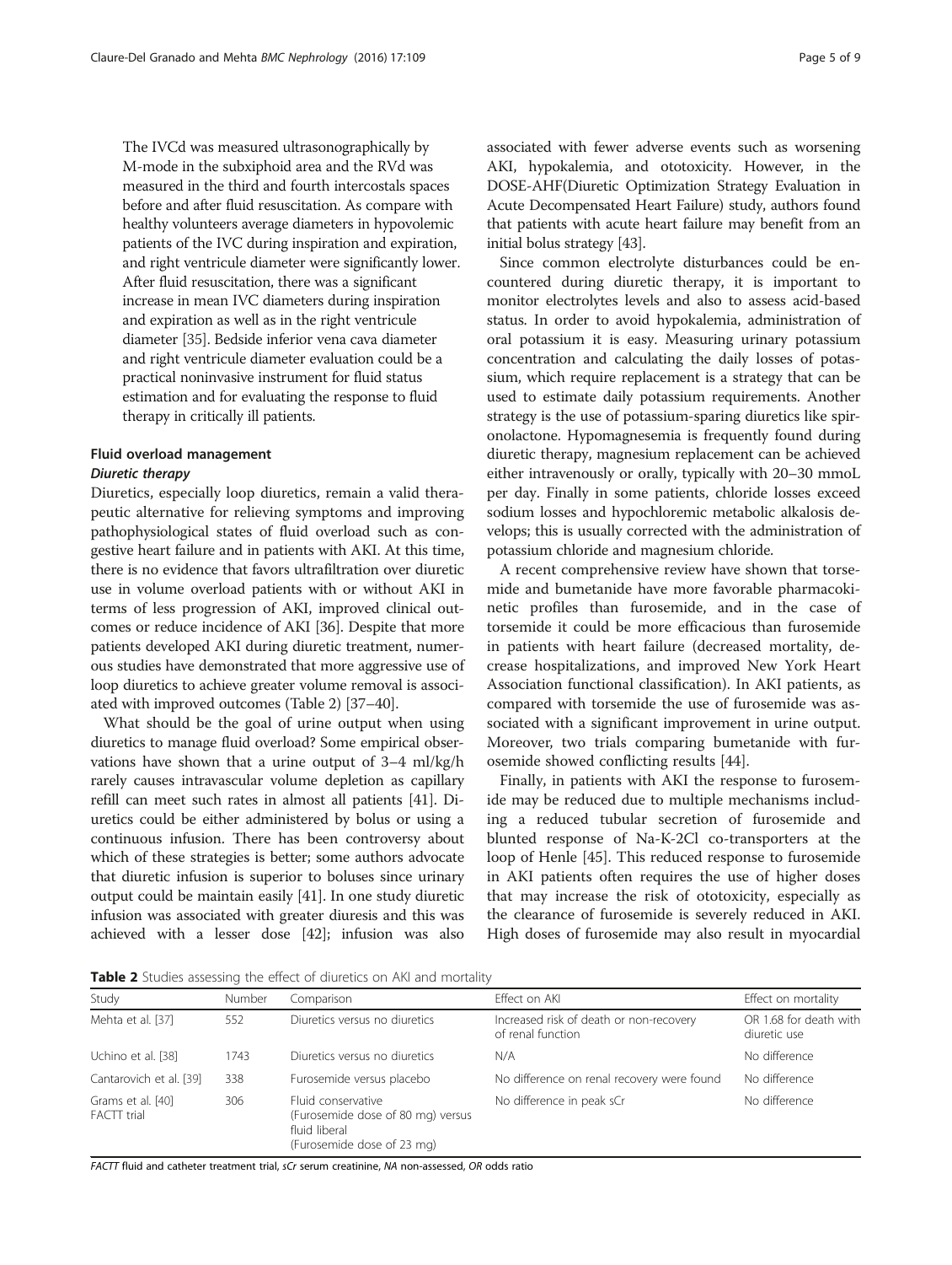The IVCd was measured ultrasonographically by M-mode in the subxiphoid area and the RVd was measured in the third and fourth intercostals spaces before and after fluid resuscitation. As compare with healthy volunteers average diameters in hypovolemic patients of the IVC during inspiration and expiration, and right ventricule diameter were significantly lower. After fluid resuscitation, there was a significant increase in mean IVC diameters during inspiration and expiration as well as in the right ventricule diameter [35]. Bedside inferior vena cava diameter and right ventricule diameter evaluation could be a practical noninvasive instrument for fluid status estimation and for evaluating the response to fluid therapy in critically ill patients.

## Fluid overload management

### *Diuretic therapy*

Diuretics, especially loop diuretics, remain a valid therapeutic alternative for relieving symptoms and improving pathophysiological states of fluid overload such as congestive heart failure and in patients with AKI. At this time, there is no evidence that favors ultrafiltration over diuretic use in volume overload patients with or without AKI in terms of less progression of AKI, improved clinical outcomes or reduce incidence of AKI [36]. Despite that more patients developed AKI during diuretic treatment, numerous studies have demonstrated that more aggressive use of loop diuretics to achieve greater volume removal is associated with improved outcomes (Table 2) [37–40].

What should be the goal of urine output when using diuretics to manage fluid overload? Some empirical observations have shown that a urine output of 3–4 ml/kg/h rarely causes intravascular volume depletion as capillary refill can meet such rates in almost all patients [41]. Diuretics could be either administered by bolus or using a continuous infusion. There has been controversy about which of these strategies is better; some authors advocate that diuretic infusion is superior to boluses since urinary output could be maintain easily [41]. In one study diuretic infusion was associated with greater diuresis and this was achieved with a lesser dose [42]; infusion was also associated with fewer adverse events such as worsening AKI, hypokalemia, and ototoxicity. However, in the DOSE-AHF(Diuretic Optimization Strategy Evaluation in Acute Decompensated Heart Failure) study, authors found that patients with acute heart failure may benefit from an initial bolus strategy [43].

Since common electrolyte disturbances could be encountered during diuretic therapy, it is important to monitor electrolytes levels and also to assess acid-based status. In order to avoid hypokalemia, administration of oral potassium it is easy. Measuring urinary potassium concentration and calculating the daily losses of potassium, which require replacement is a strategy that can be used to estimate daily potassium requirements. Another strategy is the use of potassium-sparing diuretics like spironolactone. Hypomagnesemia is frequently found during diuretic therapy, magnesium replacement can be achieved either intravenously or orally, typically with 20–30 mmoL per day. Finally in some patients, chloride losses exceed sodium losses and hypochloremic metabolic alkalosis develops; this is usually corrected with the administration of potassium chloride and magnesium chloride.

A recent comprehensive review have shown that torsemide and bumetanide have more favorable pharmacokinetic profiles than furosemide, and in the case of torsemide it could be more efficacious than furosemide in patients with heart failure (decreased mortality, decrease hospitalizations, and improved New York Heart Association functional classification). In AKI patients, as compared with torsemide the use of furosemide was associated with a significant improvement in urine output. Moreover, two trials comparing bumetanide with furosemide showed conflicting results [44].

Finally, in patients with AKI the response to furosemide may be reduced due to multiple mechanisms including a reduced tubular secretion of furosemide and blunted response of Na-K-2Cl co-transporters at the loop of Henle [45]. This reduced response to furosemide in AKI patients often requires the use of higher doses that may increase the risk of ototoxicity, especially as the clearance of furosemide is severely reduced in AKI. High doses of furosemide may also result in myocardial

**Table 2** Studies assessing the effect of diuretics on AKI and mortality

| Study | Number | Comparison | Effect on AKI | Effect on mortality |
|---|---|---|---|---|
| Mehta et al. [37] | 552 | Diuretics versus no diuretics | Increased risk of death or non-recovery of renal function | OR 1.68 for death with diuretic use |
| Uchino et al. [38] | 1743 | Diuretics versus no diuretics | N/A | No difference |
| Cantarovich et al. [39] | 338 | Furosemide versus placebo | No difference on renal recovery were found | No difference |
| Grams et al. [40] FACTT trial | 306 | Fluid conservative (Furosemide dose of 80 mg) versus fluid liberal (Furosemide dose of 23 mg) | No difference in peak sCr | No difference |

*FACTT* fluid and catheter treatment trial, *sCr* serum creatinine, *NA* non-assessed, *OR* odds ratio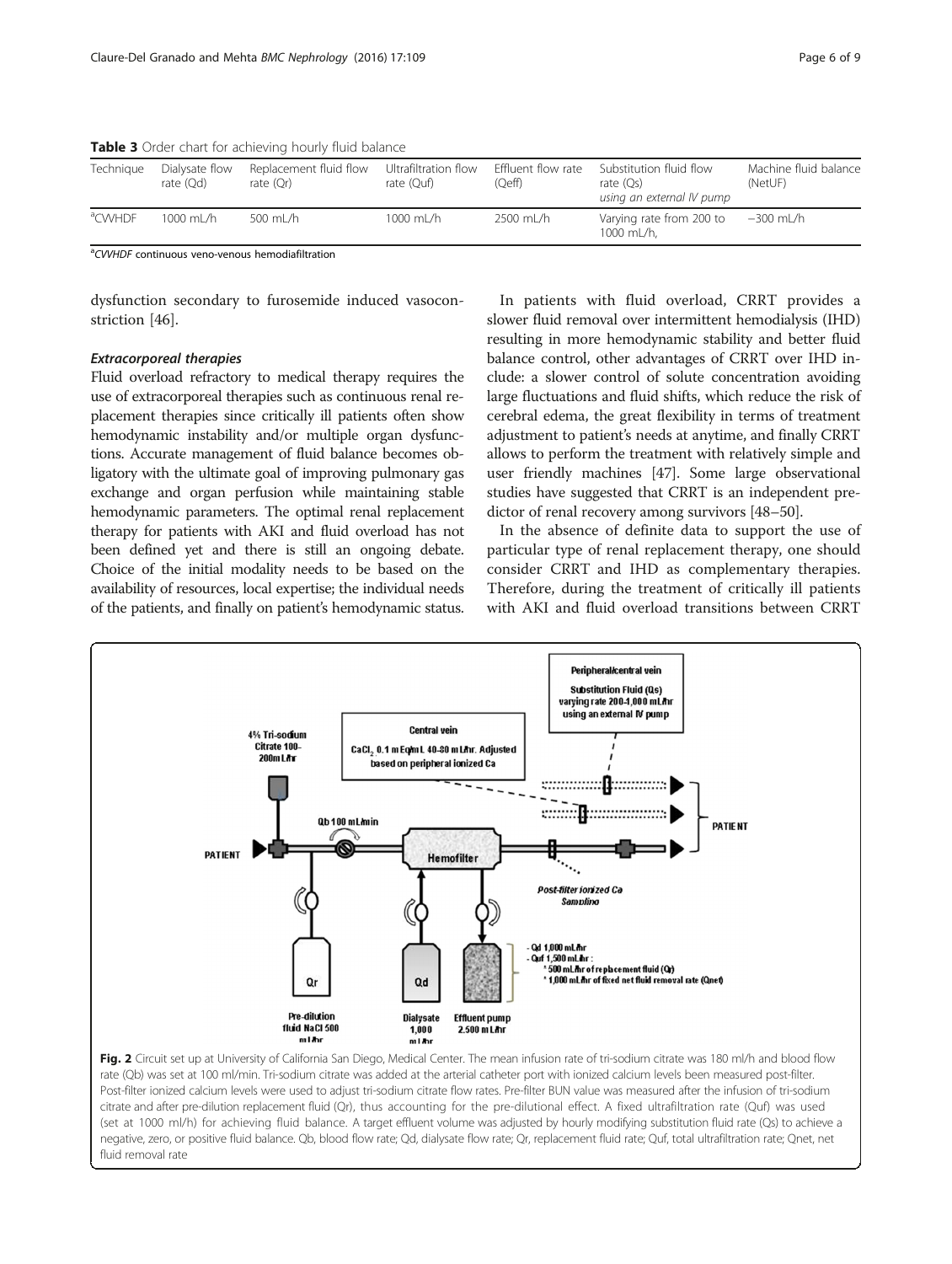**Table 3** Order chart for achieving hourly fluid balance

| Technique | Dialysate flow rate (Qd) | Replacement fluid flow rate (Qr) | Ultrafiltration flow rate (Quf) | Effluent flow rate (Qeff) | Substitution fluid flow rate (Qs) *using an external IV pump* | Machine fluid balance (NetUF) |
|---|---|---|---|---|---|---|
| [a]CVVHDF | 1000 mL/h | 500 mL/h | 1000 mL/h | 2500 mL/h | Varying rate from 200 to 1000 mL/h, | −300 mL/h |

[a]*CVVHDF* continuous veno-venous hemodiafiltration

dysfunction secondary to furosemide induced vasoconstriction [46].

#### *Extracorporeal therapies*

Fluid overload refractory to medical therapy requires the use of extracorporeal therapies such as continuous renal replacement therapies since critically ill patients often show hemodynamic instability and/or multiple organ dysfunctions. Accurate management of fluid balance becomes obligatory with the ultimate goal of improving pulmonary gas exchange and organ perfusion while maintaining stable hemodynamic parameters. The optimal renal replacement therapy for patients with AKI and fluid overload has not been defined yet and there is still an ongoing debate. Choice of the initial modality needs to be based on the availability of resources, local expertise; the individual needs of the patients, and finally on patient's hemodynamic status.

In patients with fluid overload, CRRT provides a slower fluid removal over intermittent hemodialysis (IHD) resulting in more hemodynamic stability and better fluid balance control, other advantages of CRRT over IHD include: a slower control of solute concentration avoiding large fluctuations and fluid shifts, which reduce the risk of cerebral edema, the great flexibility in terms of treatment adjustment to patient's needs at anytime, and finally CRRT allows to perform the treatment with relatively simple and user friendly machines [47]. Some large observational studies have suggested that CRRT is an independent predictor of renal recovery among survivors [48–50].

In the absence of definite data to support the use of particular type of renal replacement therapy, one should consider CRRT and IHD as complementary therapies. Therefore, during the treatment of critically ill patients with AKI and fluid overload transitions between CRRT

**Fig. 2** Circuit set up at University of California San Diego, Medical Center. The mean infusion rate of tri-sodium citrate was 180 ml/h and blood flow rate (Qb) was set at 100 ml/min. Tri-sodium citrate was added at the arterial catheter port with ionized calcium levels been measured post-filter. Post-filter ionized calcium levels were used to adjust tri-sodium citrate flow rates. Pre-filter BUN value was measured after the infusion of tri-sodium citrate and after pre-dilution replacement fluid (Qr), thus accounting for the pre-dilutional effect. A fixed ultrafiltration rate (Quf) was used (set at 1000 ml/h) for achieving fluid balance. A target effluent volume was adjusted by hourly modifying substitution fluid rate (Qs) to achieve a negative, zero, or positive fluid balance. Qb, blood flow rate; Qd, dialysate flow rate; Qr, replacement fluid rate; Quf, total ultrafiltration rate; Qnet, net fluid removal rate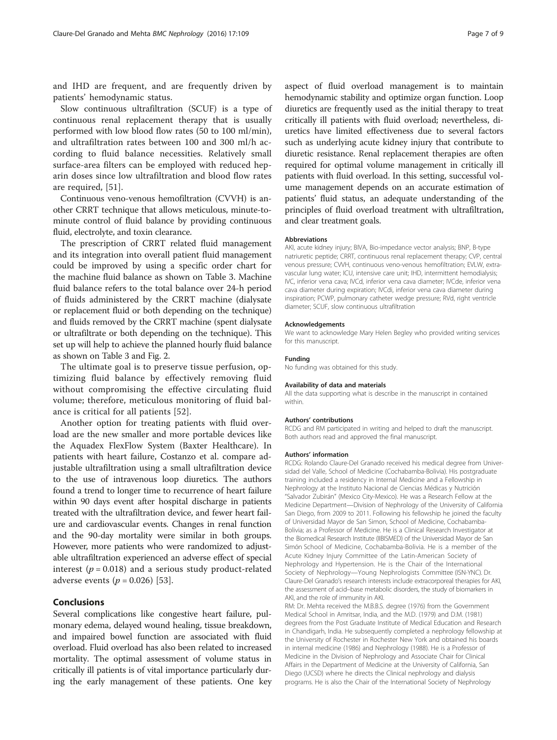and IHD are frequent, and are frequently driven by patients' hemodynamic status.

Slow continuous ultrafiltration (SCUF) is a type of continuous renal replacement therapy that is usually performed with low blood flow rates (50 to 100 ml/min), and ultrafiltration rates between 100 and 300 ml/h according to fluid balance necessities. Relatively small surface-area filters can be employed with reduced heparin doses since low ultrafiltration and blood flow rates are required, [51].

Continuous veno-venous hemofiltration (CVVH) is another CRRT technique that allows meticulous, minute-to-minute control of fluid balance by providing continuous fluid, electrolyte, and toxin clearance.

The prescription of CRRT related fluid management and its integration into overall patient fluid management could be improved by using a specific order chart for the machine fluid balance as shown on Table 3. Machine fluid balance refers to the total balance over 24-h period of fluids administered by the CRRT machine (dialysate or replacement fluid or both depending on the technique) and fluids removed by the CRRT machine (spent dialysate or ultrafiltrate or both depending on the technique). This set up will help to achieve the planned hourly fluid balance as shown on Table 3 and Fig. 2.

The ultimate goal is to preserve tissue perfusion, optimizing fluid balance by effectively removing fluid without compromising the effective circulating fluid volume; therefore, meticulous monitoring of fluid balance is critical for all patients [52].

Another option for treating patients with fluid overload are the new smaller and more portable devices like the Aquadex FlexFlow System (Baxter Healthcare). In patients with heart failure, Costanzo et al. compare adjustable ultrafiltration using a small ultrafiltration device to the use of intravenous loop diuretics. The authors found a trend to longer time to recurrence of heart failure within 90 days event after hospital discharge in patients treated with the ultrafiltration device, and fewer heart failure and cardiovascular events. Changes in renal function and the 90-day mortality were similar in both groups. However, more patients who were randomized to adjustable ultrafiltration experienced an adverse effect of special interest ($p = 0.018$) and a serious study product-related adverse events ($p = 0.026$) [53].

## Conclusions

Several complications like congestive heart failure, pulmonary edema, delayed wound healing, tissue breakdown, and impaired bowel function are associated with fluid overload. Fluid overload has also been related to increased mortality. The optimal assessment of volume status in critically ill patients is of vital importance particularly during the early management of these patients. One key aspect of fluid overload management is to maintain hemodynamic stability and optimize organ function. Loop diuretics are frequently used as the initial therapy to treat critically ill patients with fluid overload; nevertheless, diuretics have limited effectiveness due to several factors such as underlying acute kidney injury that contribute to diuretic resistance. Renal replacement therapies are often required for optimal volume management in critically ill patients with fluid overload. In this setting, successful volume management depends on an accurate estimation of patients' fluid status, an adequate understanding of the principles of fluid overload treatment with ultrafiltration, and clear treatment goals.

#### Abbreviations

AKI, acute kidney injury; BIVA, Bio-impedance vector analysis; BNP, B-type natriuretic peptide; CRRT, continuous renal replacement therapy; CVP, central venous pressure; CVVH, continuous veno-venous hemofiltration; EVLW, extra-vascular lung water; ICU, intensive care unit; IHD, intermittent hemodialysis; IVC, inferior vena cava; IVCd, inferior vena cava diameter; IVCde, inferior vena cava diameter during expiration; IVCdi, inferior vena cava diameter during inspiration; PCWP, pulmonary catheter wedge pressure; RVd, right ventricle diameter; SCUF, slow continuous ultrafiltration

#### Acknowledgements

We want to acknowledge Mary Helen Begley who provided writing services for this manuscript.

#### Funding

No funding was obtained for this study.

#### Availability of data and materials

All the data supporting what is describe in the manuscript in contained within.

#### Authors' contributions

RCDG and RM participated in writing and helped to draft the manuscript. Both authors read and approved the final manuscript.

#### Authors' information

RCDG: Rolando Claure-Del Granado received his medical degree from Universidad del Valle, School of Medicine (Cochabamba-Bolivia). His postgraduate training included a residency in Internal Medicine and a Fellowship in Nephrology at the Instituto Nacional de Ciencias Médicas y Nutrición "Salvador Zubirán" (Mexico City-Mexico). He was a Research Fellow at the Medicine Department—Division of Nephrology of the University of California San Diego, from 2009 to 2011. Following his fellowship he joined the faculty of Universidad Mayor de San Simon, School of Medicine, Cochabamba-Bolivia; as a Professor of Medicine. He is a Clinical Research Investigator at the Biomedical Research Institute (IIBISMED) of the Universidad Mayor de San Simón School of Medicine, Cochabamba-Bolivia. He is a member of the Acute Kidney Injury Committee of the Latin-American Society of Nephrology and Hypertension. He is the Chair of the International Society of Nephrology—Young Nephrologists Committee (ISN-YNC). Dr. Claure-Del Granado's research interests include extracorporeal therapies for AKI, the assessment of acid–base metabolic disorders, the study of biomarkers in AKI, and the role of immunity in AKI.

RM: Dr. Mehta received the M.B.B.S. degree (1976) from the Government Medical School in Amritsar, India, and the M.D. (1979) and D.M. (1981) degrees from the Post Graduate Institute of Medical Education and Research in Chandigarh, India. He subsequently completed a nephrology fellowship at the University of Rochester in Rochester New York and obtained his boards in internal medicine (1986) and Nephrology (1988). He is a Professor of Medicine in the Division of Nephrology and Associate Chair for Clinical Affairs in the Department of Medicine at the University of California, San Diego (UCSD) where he directs the Clinical nephrology and dialysis programs. He is also the Chair of the International Society of Nephrology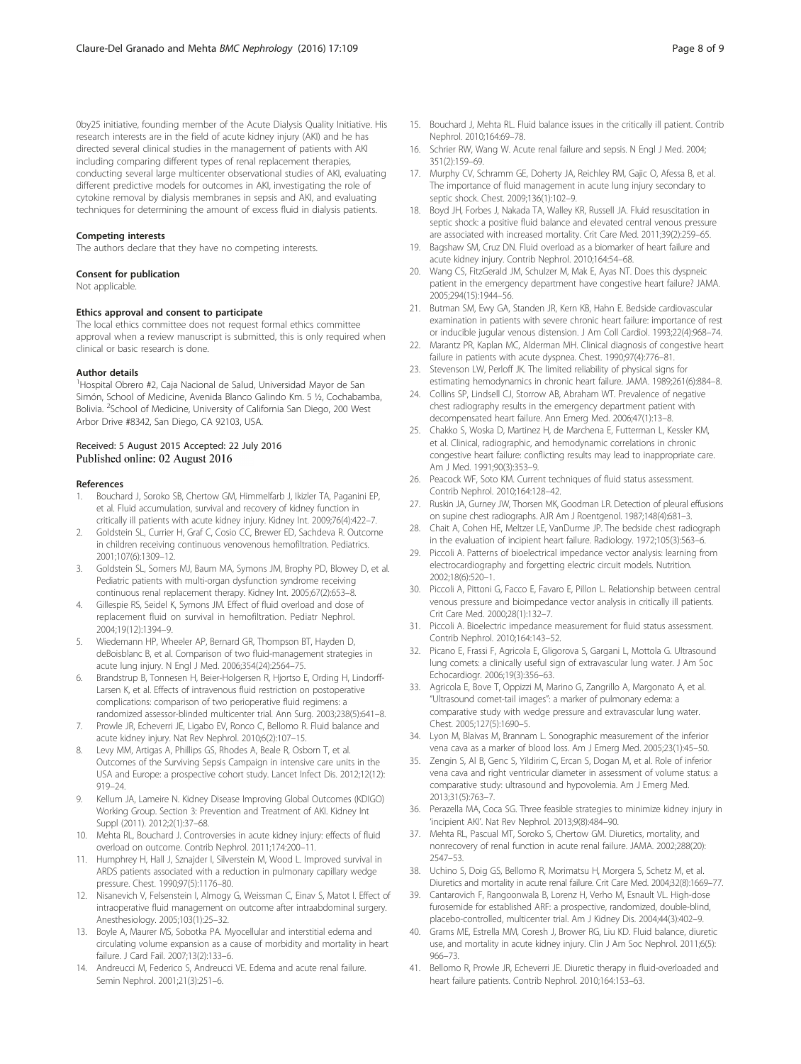0by25 initiative, founding member of the Acute Dialysis Quality Initiative. His research interests are in the field of acute kidney injury (AKI) and he has directed several clinical studies in the management of patients with AKI including comparing different types of renal replacement therapies, conducting several large multicenter observational studies of AKI, evaluating different predictive models for outcomes in AKI, investigating the role of cytokine removal by dialysis membranes in sepsis and AKI, and evaluating techniques for determining the amount of excess fluid in dialysis patients.

#### Competing interests

The authors declare that they have no competing interests.

#### Consent for publication

Not applicable.

#### Ethics approval and consent to participate

The local ethics committee does not request formal ethics committee approval when a review manuscript is submitted, this is only required when clinical or basic research is done.

#### Author details

[1]Hospital Obrero #2, Caja Nacional de Salud, Universidad Mayor de San Simón, School of Medicine, Avenida Blanco Galindo Km. 5 ½, Cochabamba, Bolivia. [2]School of Medicine, University of California San Diego, 200 West Arbor Drive #8342, San Diego, CA 92103, USA.

Received: 5 August 2015 Accepted: 22 July 2016
Published online: 02 August 2016

#### References

1. Bouchard J, Soroko SB, Chertow GM, Himmelfarb J, Ikizler TA, Paganini EP, et al. Fluid accumulation, survival and recovery of kidney function in critically ill patients with acute kidney injury. Kidney Int. 2009;76(4):422–7.
2. Goldstein SL, Currier H, Graf C, Cosio CC, Brewer ED, Sachdeva R. Outcome in children receiving continuous venovenous hemofiltration. Pediatrics. 2001;107(6):1309–12.
3. Goldstein SL, Somers MJ, Baum MA, Symons JM, Brophy PD, Blowey D, et al. Pediatric patients with multi-organ dysfunction syndrome receiving continuous renal replacement therapy. Kidney Int. 2005;67(2):653–8.
4. Gillespie RS, Seidel K, Symons JM. Effect of fluid overload and dose of replacement fluid on survival in hemofiltration. Pediatr Nephrol. 2004;19(12):1394–9.
5. Wiedemann HP, Wheeler AP, Bernard GR, Thompson BT, Hayden D, deBoisblanc B, et al. Comparison of two fluid-management strategies in acute lung injury. N Engl J Med. 2006;354(24):2564–75.
6. Brandstrup B, Tonnesen H, Beier-Holgersen R, Hjortso E, Ording H, Lindorff-Larsen K, et al. Effects of intravenous fluid restriction on postoperative complications: comparison of two perioperative fluid regimens: a randomized assessor-blinded multicenter trial. Ann Surg. 2003;238(5):641–8.
7. Prowle JR, Echeverri JE, Ligabo EV, Ronco C, Bellomo R. Fluid balance and acute kidney injury. Nat Rev Nephrol. 2010;6(2):107–15.
8. Levy MM, Artigas A, Phillips GS, Rhodes A, Beale R, Osborn T, et al. Outcomes of the Surviving Sepsis Campaign in intensive care units in the USA and Europe: a prospective cohort study. Lancet Infect Dis. 2012;12(12): 919–24.
9. Kellum JA, Lameire N. Kidney Disease Improving Global Outcomes (KDIGO) Working Group. Section 3: Prevention and Treatment of AKI. Kidney Int Suppl (2011). 2012;2(1):37–68.
10. Mehta RL, Bouchard J. Controversies in acute kidney injury: effects of fluid overload on outcome. Contrib Nephrol. 2011;174:200–11.
11. Humphrey H, Hall J, Sznajder I, Silverstein M, Wood L. Improved survival in ARDS patients associated with a reduction in pulmonary capillary wedge pressure. Chest. 1990;97(5):1176–80.
12. Nisanevich V, Felsenstein I, Almogy G, Weissman C, Einav S, Matot I. Effect of intraoperative fluid management on outcome after intraabdominal surgery. Anesthesiology. 2005;103(1):25–32.
13. Boyle A, Maurer MS, Sobotka PA. Myocellular and interstitial edema and circulating volume expansion as a cause of morbidity and mortality in heart failure. J Card Fail. 2007;13(2):133–6.
14. Andreucci M, Federico S, Andreucci VE. Edema and acute renal failure. Semin Nephrol. 2001;21(3):251–6.
15. Bouchard J, Mehta RL. Fluid balance issues in the critically ill patient. Contrib Nephrol. 2010;164:69–78.
16. Schrier RW, Wang W. Acute renal failure and sepsis. N Engl J Med. 2004; 351(2):159–69.
17. Murphy CV, Schramm GE, Doherty JA, Reichley RM, Gajic O, Afessa B, et al. The importance of fluid management in acute lung injury secondary to septic shock. Chest. 2009;136(1):102–9.
18. Boyd JH, Forbes J, Nakada TA, Walley KR, Russell JA. Fluid resuscitation in septic shock: a positive fluid balance and elevated central venous pressure are associated with increased mortality. Crit Care Med. 2011;39(2):259–65.
19. Bagshaw SM, Cruz DN. Fluid overload as a biomarker of heart failure and acute kidney injury. Contrib Nephrol. 2010;164:54–68.
20. Wang CS, FitzGerald JM, Schulzer M, Mak E, Ayas NT. Does this dyspneic patient in the emergency department have congestive heart failure? JAMA. 2005;294(15):1944–56.
21. Butman SM, Ewy GA, Standen JR, Kern KB, Hahn E. Bedside cardiovascular examination in patients with severe chronic heart failure: importance of rest or inducible jugular venous distension. J Am Coll Cardiol. 1993;22(4):968–74.
22. Marantz PR, Kaplan MC, Alderman MH. Clinical diagnosis of congestive heart failure in patients with acute dyspnea. Chest. 1990;97(4):776–81.
23. Stevenson LW, Perloff JK. The limited reliability of physical signs for estimating hemodynamics in chronic heart failure. JAMA. 1989;261(6):884–8.
24. Collins SP, Lindsell CJ, Storrow AB, Abraham WT. Prevalence of negative chest radiography results in the emergency department patient with decompensated heart failure. Ann Emerg Med. 2006;47(1):13–8.
25. Chakko S, Woska D, Martinez H, de Marchena E, Futterman L, Kessler KM, et al. Clinical, radiographic, and hemodynamic correlations in chronic congestive heart failure: conflicting results may lead to inappropriate care. Am J Med. 1991;90(3):353–9.
26. Peacock WF, Soto KM. Current techniques of fluid status assessment. Contrib Nephrol. 2010;164:128–42.
27. Ruskin JA, Gurney JW, Thorsen MK, Goodman LR. Detection of pleural effusions on supine chest radiographs. AJR Am J Roentgenol. 1987;148(4):681–3.
28. Chait A, Cohen HE, Meltzer LE, VanDurme JP. The bedside chest radiograph in the evaluation of incipient heart failure. Radiology. 1972;105(3):563–6.
29. Piccoli A. Patterns of bioelectrical impedance vector analysis: learning from electrocardiography and forgetting electric circuit models. Nutrition. 2002;18(6):520–1.
30. Piccoli A, Pittoni G, Facco E, Favaro E, Pillon L. Relationship between central venous pressure and bioimpedance vector analysis in critically ill patients. Crit Care Med. 2000;28(1):132–7.
31. Piccoli A. Bioelectric impedance measurement for fluid status assessment. Contrib Nephrol. 2010;164:143–52.
32. Picano E, Frassi F, Agricola E, Gligorova S, Gargani L, Mottola G. Ultrasound lung comets: a clinically useful sign of extravascular lung water. J Am Soc Echocardiogr. 2006;19(3):356–63.
33. Agricola E, Bove T, Oppizzi M, Marino G, Zangrillo A, Margonato A, et al. "Ultrasound comet-tail images": a marker of pulmonary edema: a comparative study with wedge pressure and extravascular lung water. Chest. 2005;127(5):1690–5.
34. Lyon M, Blaivas M, Brannam L. Sonographic measurement of the inferior vena cava as a marker of blood loss. Am J Emerg Med. 2005;23(1):45–50.
35. Zengin S, Al B, Genc S, Yildirim C, Ercan S, Dogan M, et al. Role of inferior vena cava and right ventricular diameter in assessment of volume status: a comparative study: ultrasound and hypovolemia. Am J Emerg Med. 2013;31(5):763–7.
36. Perazella MA, Coca SG. Three feasible strategies to minimize kidney injury in 'incipient AKI'. Nat Rev Nephrol. 2013;9(8):484–90.
37. Mehta RL, Pascual MT, Soroko S, Chertow GM. Diuretics, mortality, and nonrecovery of renal function in acute renal failure. JAMA. 2002;288(20): 2547–53.
38. Uchino S, Doig GS, Bellomo R, Morimatsu H, Morgera S, Schetz M, et al. Diuretics and mortality in acute renal failure. Crit Care Med. 2004;32(8):1669–77.
39. Cantarovich F, Rangoonwala B, Lorenz H, Verho M, Esnault VL. High-dose furosemide for established ARF: a prospective, randomized, double-blind, placebo-controlled, multicenter trial. Am J Kidney Dis. 2004;44(3):402–9.
40. Grams ME, Estrella MM, Coresh J, Brower RG, Liu KD. Fluid balance, diuretic use, and mortality in acute kidney injury. Clin J Am Soc Nephrol. 2011;6(5): 966–73.
41. Bellomo R, Prowle JR, Echeverri JE. Diuretic therapy in fluid-overloaded and heart failure patients. Contrib Nephrol. 2010;164:153–63.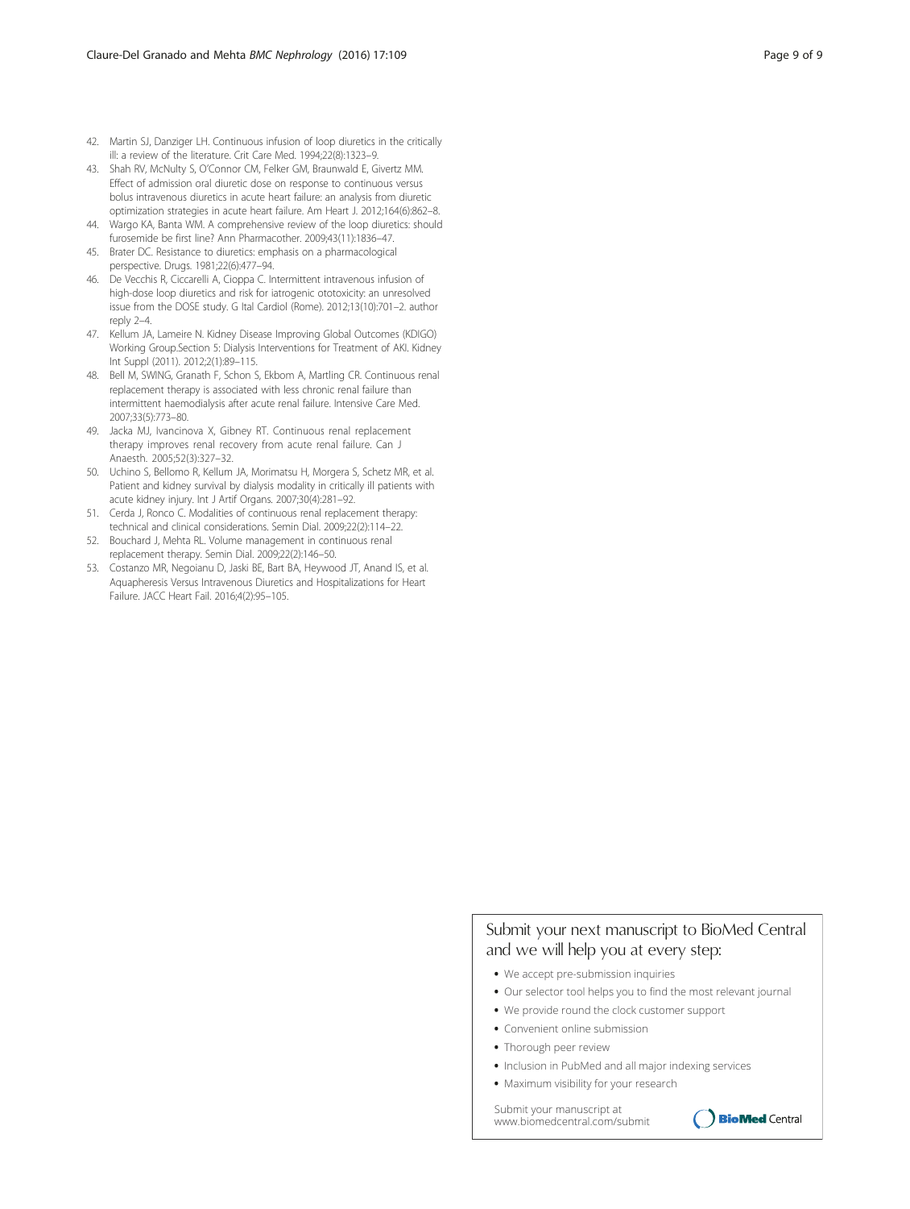42. Martin SJ, Danziger LH. Continuous infusion of loop diuretics in the critically ill: a review of the literature. Crit Care Med. 1994;22(8):1323–9.
43. Shah RV, McNulty S, O'Connor CM, Felker GM, Braunwald E, Givertz MM. Effect of admission oral diuretic dose on response to continuous versus bolus intravenous diuretics in acute heart failure: an analysis from diuretic optimization strategies in acute heart failure. Am Heart J. 2012;164(6):862–8.
44. Wargo KA, Banta WM. A comprehensive review of the loop diuretics: should furosemide be first line? Ann Pharmacother. 2009;43(11):1836–47.
45. Brater DC. Resistance to diuretics: emphasis on a pharmacological perspective. Drugs. 1981;22(6):477–94.
46. De Vecchis R, Ciccarelli A, Cioppa C. Intermittent intravenous infusion of high-dose loop diuretics and risk for iatrogenic ototoxicity: an unresolved issue from the DOSE study. G Ital Cardiol (Rome). 2012;13(10):701–2. author reply 2–4.
47. Kellum JA, Lameire N. Kidney Disease Improving Global Outcomes (KDIGO) Working Group.Section 5: Dialysis Interventions for Treatment of AKI. Kidney Int Suppl (2011). 2012;2(1):89–115.
48. Bell M, SWING, Granath F, Schon S, Ekbom A, Martling CR. Continuous renal replacement therapy is associated with less chronic renal failure than intermittent haemodialysis after acute renal failure. Intensive Care Med. 2007;33(5):773–80.
49. Jacka MJ, Ivancinova X, Gibney RT. Continuous renal replacement therapy improves renal recovery from acute renal failure. Can J Anaesth. 2005;52(3):327–32.
50. Uchino S, Bellomo R, Kellum JA, Morimatsu H, Morgera S, Schetz MR, et al. Patient and kidney survival by dialysis modality in critically ill patients with acute kidney injury. Int J Artif Organs. 2007;30(4):281–92.
51. Cerda J, Ronco C. Modalities of continuous renal replacement therapy: technical and clinical considerations. Semin Dial. 2009;22(2):114–22.
52. Bouchard J, Mehta RL. Volume management in continuous renal replacement therapy. Semin Dial. 2009;22(2):146–50.
53. Costanzo MR, Negoianu D, Jaski BE, Bart BA, Heywood JT, Anand IS, et al. Aquapheresis Versus Intravenous Diuretics and Hospitalizations for Heart Failure. JACC Heart Fail. 2016;4(2):95–105.

Submit your next manuscript to BioMed Central and we will help you at every step:

- We accept pre-submission inquiries
- Our selector tool helps you to find the most relevant journal
- We provide round the clock customer support
- Convenient online submission
- Thorough peer review
- Inclusion in PubMed and all major indexing services
- Maximum visibility for your research

Submit your manuscript at www.biomedcentral.com/submit

BioMed Central